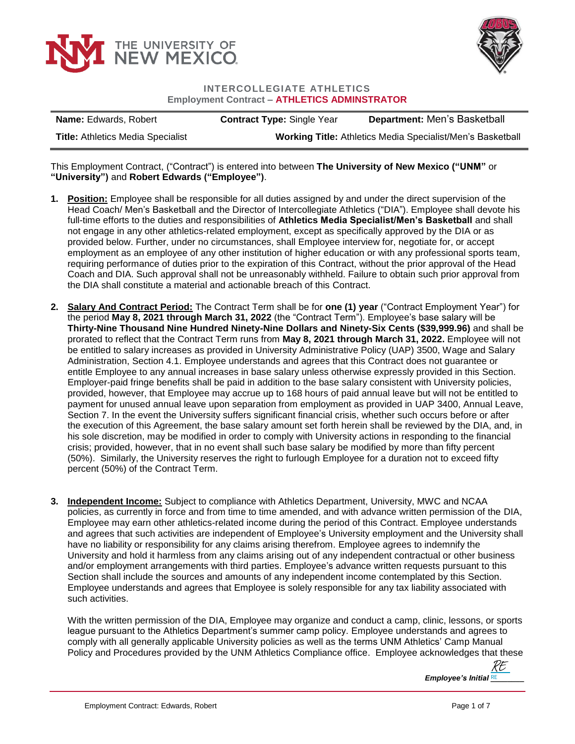**THE UNIVERSITY OF NEW MEXICO**

**INTERCOLLEGIATE ATHLETICS**
**Employment Contract – ATHLETICS ADMINSTRATOR**

| **Name:** Edwards, Robert | **Contract Type:** Single Year | **Department:** Men's Basketball |
|---|---|---|
| **Title:** Athletics Media Specialist | **Working Title:** Athletics Media Specialist/Men's Basketball | |

This Employment Contract, ("Contract") is entered into between **The University of New Mexico ("UNM"** or **"University")** and **Robert Edwards ("Employee")**.

1. **Position:** Employee shall be responsible for all duties assigned by and under the direct supervision of the Head Coach/ Men's Basketball and the Director of Intercollegiate Athletics ("DIA"). Employee shall devote his full-time efforts to the duties and responsibilities of **Athletics Media Specialist/Men's Basketball** and shall not engage in any other athletics-related employment, except as specifically approved by the DIA or as provided below. Further, under no circumstances, shall Employee interview for, negotiate for, or accept employment as an employee of any other institution of higher education or with any professional sports team, requiring performance of duties prior to the expiration of this Contract, without the prior approval of the Head Coach and DIA. Such approval shall not be unreasonably withheld. Failure to obtain such prior approval from the DIA shall constitute a material and actionable breach of this Contract.

2. **Salary And Contract Period:** The Contract Term shall be for **one (1) year** ("Contract Employment Year") for the period **May 8, 2021 through March 31, 2022** (the "Contract Term"). Employee's base salary will be **Thirty-Nine Thousand Nine Hundred Ninety-Nine Dollars and Ninety-Six Cents ($39,999.96)** and shall be prorated to reflect that the Contract Term runs from **May 8, 2021 through March 31, 2022.** Employee will not be entitled to salary increases as provided in University Administrative Policy (UAP) 3500, Wage and Salary Administration, Section 4.1. Employee understands and agrees that this Contract does not guarantee or entitle Employee to any annual increases in base salary unless otherwise expressly provided in this Section. Employer-paid fringe benefits shall be paid in addition to the base salary consistent with University policies, provided, however, that Employee may accrue up to 168 hours of paid annual leave but will not be entitled to payment for unused annual leave upon separation from employment as provided in UAP 3400, Annual Leave, Section 7. In the event the University suffers significant financial crisis, whether such occurs before or after the execution of this Agreement, the base salary amount set forth herein shall be reviewed by the DIA, and, in his sole discretion, may be modified in order to comply with University actions in responding to the financial crisis; provided, however, that in no event shall such base salary be modified by more than fifty percent (50%). Similarly, the University reserves the right to furlough Employee for a duration not to exceed fifty percent (50%) of the Contract Term.

3. **Independent Income:** Subject to compliance with Athletics Department, University, MWC and NCAA policies, as currently in force and from time to time amended, and with advance written permission of the DIA, Employee may earn other athletics-related income during the period of this Contract. Employee understands and agrees that such activities are independent of Employee's University employment and the University shall have no liability or responsibility for any claims arising therefrom. Employee agrees to indemnify the University and hold it harmless from any claims arising out of any independent contractual or other business and/or employment arrangements with third parties. Employee's advance written requests pursuant to this Section shall include the sources and amounts of any independent income contemplated by this Section. Employee understands and agrees that Employee is solely responsible for any tax liability associated with such activities.

   With the written permission of the DIA, Employee may organize and conduct a camp, clinic, lessons, or sports league pursuant to the Athletics Department's summer camp policy. Employee understands and agrees to comply with all generally applicable University policies as well as the terms UNM Athletics' Camp Manual Policy and Procedures provided by the UNM Athletics Compliance office. Employee acknowledges that these

*Employee's Initial* RE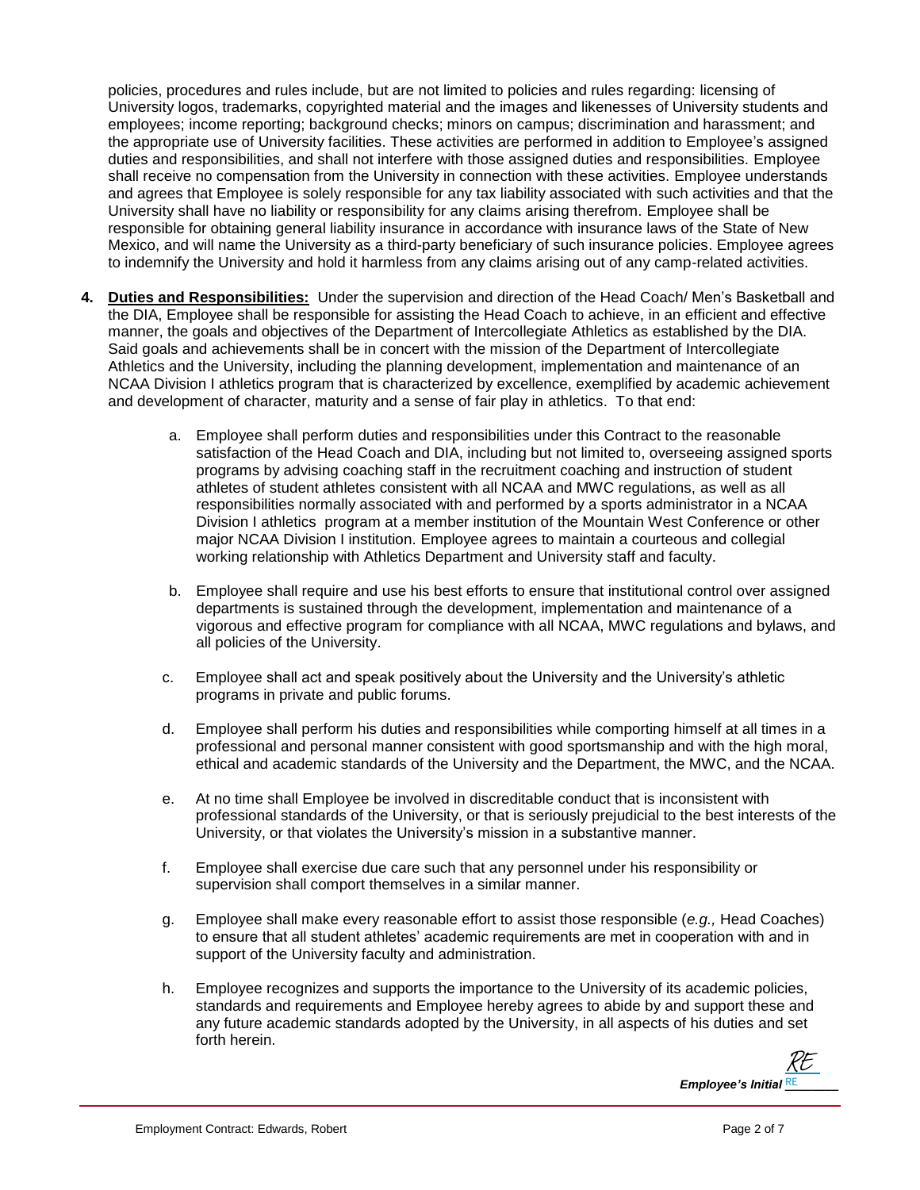policies, procedures and rules include, but are not limited to policies and rules regarding: licensing of University logos, trademarks, copyrighted material and the images and likenesses of University students and employees; income reporting; background checks; minors on campus; discrimination and harassment; and the appropriate use of University facilities. These activities are performed in addition to Employee's assigned duties and responsibilities, and shall not interfere with those assigned duties and responsibilities. Employee shall receive no compensation from the University in connection with these activities. Employee understands and agrees that Employee is solely responsible for any tax liability associated with such activities and that the University shall have no liability or responsibility for any claims arising therefrom. Employee shall be responsible for obtaining general liability insurance in accordance with insurance laws of the State of New Mexico, and will name the University as a third-party beneficiary of such insurance policies. Employee agrees to indemnify the University and hold it harmless from any claims arising out of any camp-related activities.

4. **Duties and Responsibilities:** Under the supervision and direction of the Head Coach/ Men's Basketball and the DIA, Employee shall be responsible for assisting the Head Coach to achieve, in an efficient and effective manner, the goals and objectives of the Department of Intercollegiate Athletics as established by the DIA. Said goals and achievements shall be in concert with the mission of the Department of Intercollegiate Athletics and the University, including the planning development, implementation and maintenance of an NCAA Division I athletics program that is characterized by excellence, exemplified by academic achievement and development of character, maturity and a sense of fair play in athletics. To that end:

   a. Employee shall perform duties and responsibilities under this Contract to the reasonable satisfaction of the Head Coach and DIA, including but not limited to, overseeing assigned sports programs by advising coaching staff in the recruitment coaching and instruction of student athletes of student athletes consistent with all NCAA and MWC regulations, as well as all responsibilities normally associated with and performed by a sports administrator in a NCAA Division I athletics program at a member institution of the Mountain West Conference or other major NCAA Division I institution. Employee agrees to maintain a courteous and collegial working relationship with Athletics Department and University staff and faculty.

   b. Employee shall require and use his best efforts to ensure that institutional control over assigned departments is sustained through the development, implementation and maintenance of a vigorous and effective program for compliance with all NCAA, MWC regulations and bylaws, and all policies of the University.

   c. Employee shall act and speak positively about the University and the University's athletic programs in private and public forums.

   d. Employee shall perform his duties and responsibilities while comporting himself at all times in a professional and personal manner consistent with good sportsmanship and with the high moral, ethical and academic standards of the University and the Department, the MWC, and the NCAA.

   e. At no time shall Employee be involved in discreditable conduct that is inconsistent with professional standards of the University, or that is seriously prejudicial to the best interests of the University, or that violates the University's mission in a substantive manner.

   f. Employee shall exercise due care such that any personnel under his responsibility or supervision shall comport themselves in a similar manner.

   g. Employee shall make every reasonable effort to assist those responsible (*e.g.,* Head Coaches) to ensure that all student athletes' academic requirements are met in cooperation with and in support of the University faculty and administration.

   h. Employee recognizes and supports the importance to the University of its academic policies, standards and requirements and Employee hereby agrees to abide by and support these and any future academic standards adopted by the University, in all aspects of his duties and set forth herein.

***Employee's Initial*** RE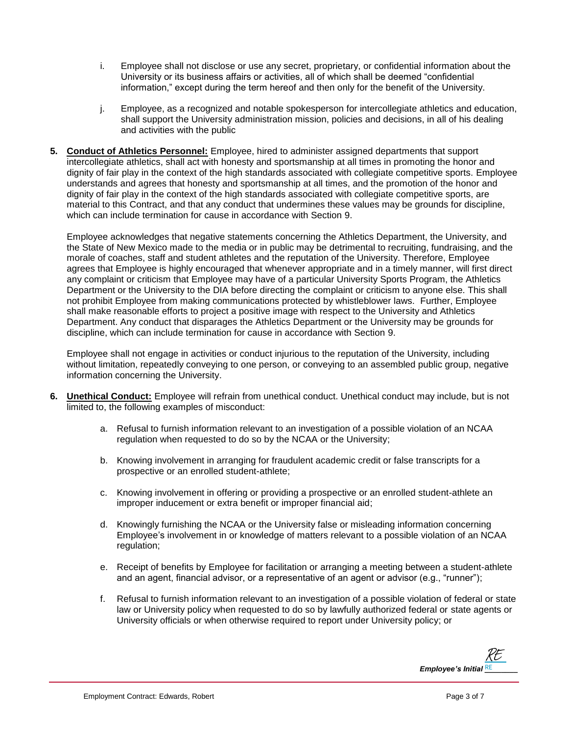i. Employee shall not disclose or use any secret, proprietary, or confidential information about the University or its business affairs or activities, all of which shall be deemed "confidential information," except during the term hereof and then only for the benefit of the University.

j. Employee, as a recognized and notable spokesperson for intercollegiate athletics and education, shall support the University administration mission, policies and decisions, in all of his dealing and activities with the public

**5. <u>Conduct of Athletics Personnel:</u>** Employee, hired to administer assigned departments that support intercollegiate athletics, shall act with honesty and sportsmanship at all times in promoting the honor and dignity of fair play in the context of the high standards associated with collegiate competitive sports. Employee understands and agrees that honesty and sportsmanship at all times, and the promotion of the honor and dignity of fair play in the context of the high standards associated with collegiate competitive sports, are material to this Contract, and that any conduct that undermines these values may be grounds for discipline, which can include termination for cause in accordance with Section 9.

Employee acknowledges that negative statements concerning the Athletics Department, the University, and the State of New Mexico made to the media or in public may be detrimental to recruiting, fundraising, and the morale of coaches, staff and student athletes and the reputation of the University. Therefore, Employee agrees that Employee is highly encouraged that whenever appropriate and in a timely manner, will first direct any complaint or criticism that Employee may have of a particular University Sports Program, the Athletics Department or the University to the DIA before directing the complaint or criticism to anyone else. This shall not prohibit Employee from making communications protected by whistleblower laws. Further, Employee shall make reasonable efforts to project a positive image with respect to the University and Athletics Department. Any conduct that disparages the Athletics Department or the University may be grounds for discipline, which can include termination for cause in accordance with Section 9.

Employee shall not engage in activities or conduct injurious to the reputation of the University, including without limitation, repeatedly conveying to one person, or conveying to an assembled public group, negative information concerning the University.

**6. <u>Unethical Conduct:</u>** Employee will refrain from unethical conduct. Unethical conduct may include, but is not limited to, the following examples of misconduct:

a. Refusal to furnish information relevant to an investigation of a possible violation of an NCAA regulation when requested to do so by the NCAA or the University;

b. Knowing involvement in arranging for fraudulent academic credit or false transcripts for a prospective or an enrolled student-athlete;

c. Knowing involvement in offering or providing a prospective or an enrolled student-athlete an improper inducement or extra benefit or improper financial aid;

d. Knowingly furnishing the NCAA or the University false or misleading information concerning Employee's involvement in or knowledge of matters relevant to a possible violation of an NCAA regulation;

e. Receipt of benefits by Employee for facilitation or arranging a meeting between a student-athlete and an agent, financial advisor, or a representative of an agent or advisor (e.g., "runner");

f. Refusal to furnish information relevant to an investigation of a possible violation of federal or state law or University policy when requested to do so by lawfully authorized federal or state agents or University officials or when otherwise required to report under University policy; or

*Employee's Initial* RE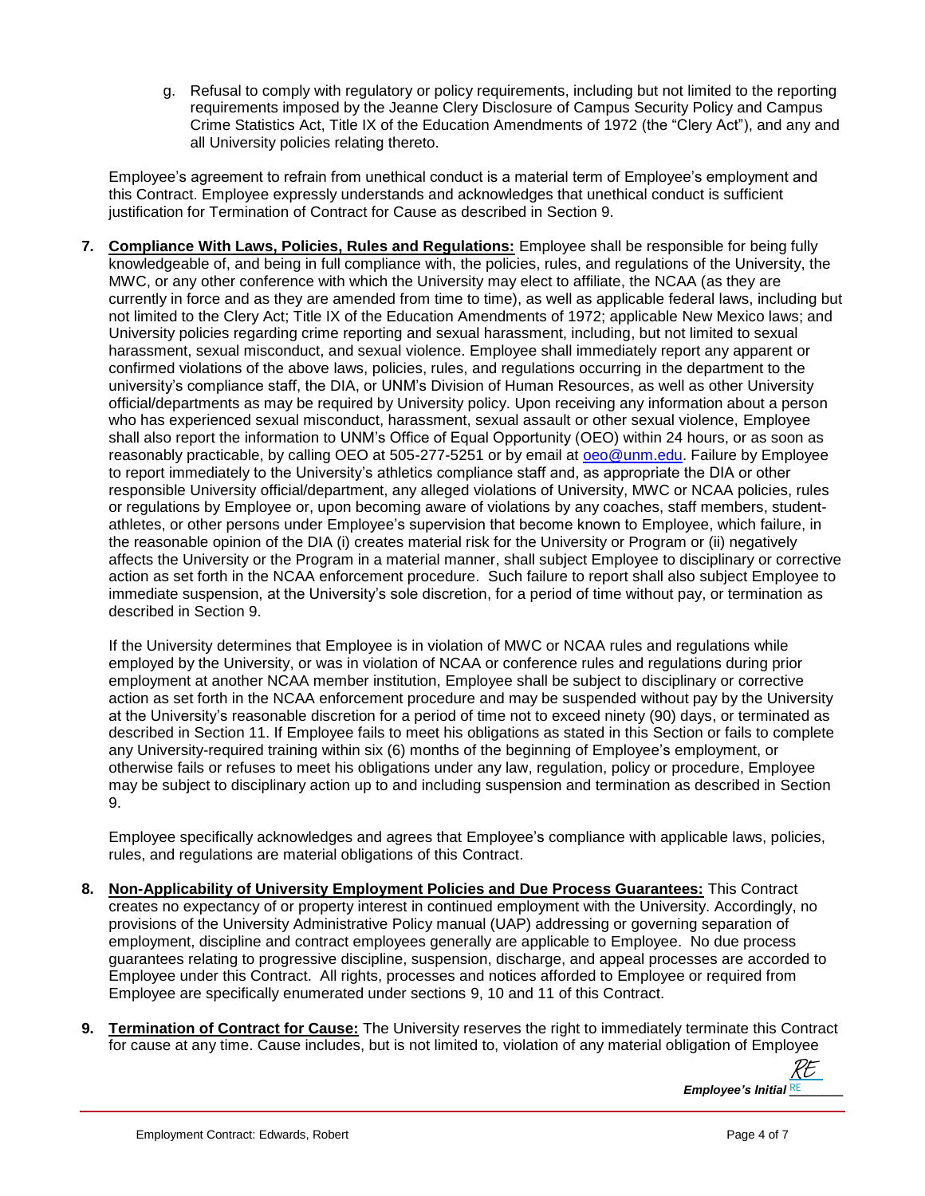g. Refusal to comply with regulatory or policy requirements, including but not limited to the reporting requirements imposed by the Jeanne Clery Disclosure of Campus Security Policy and Campus Crime Statistics Act, Title IX of the Education Amendments of 1972 (the "Clery Act"), and any and all University policies relating thereto.

Employee's agreement to refrain from unethical conduct is a material term of Employee's employment and this Contract. Employee expressly understands and acknowledges that unethical conduct is sufficient justification for Termination of Contract for Cause as described in Section 9.

7. **Compliance With Laws, Policies, Rules and Regulations:** Employee shall be responsible for being fully knowledgeable of, and being in full compliance with, the policies, rules, and regulations of the University, the MWC, or any other conference with which the University may elect to affiliate, the NCAA (as they are currently in force and as they are amended from time to time), as well as applicable federal laws, including but not limited to the Clery Act; Title IX of the Education Amendments of 1972; applicable New Mexico laws; and University policies regarding crime reporting and sexual harassment, including, but not limited to sexual harassment, sexual misconduct, and sexual violence. Employee shall immediately report any apparent or confirmed violations of the above laws, policies, rules, and regulations occurring in the department to the university's compliance staff, the DIA, or UNM's Division of Human Resources, as well as other University official/departments as may be required by University policy. Upon receiving any information about a person who has experienced sexual misconduct, harassment, sexual assault or other sexual violence, Employee shall also report the information to UNM's Office of Equal Opportunity (OEO) within 24 hours, or as soon as reasonably practicable, by calling OEO at 505-277-5251 or by email at oeo@unm.edu. Failure by Employee to report immediately to the University's athletics compliance staff and, as appropriate the DIA or other responsible University official/department, any alleged violations of University, MWC or NCAA policies, rules or regulations by Employee or, upon becoming aware of violations by any coaches, staff members, student-athletes, or other persons under Employee's supervision that become known to Employee, which failure, in the reasonable opinion of the DIA (i) creates material risk for the University or Program or (ii) negatively affects the University or the Program in a material manner, shall subject Employee to disciplinary or corrective action as set forth in the NCAA enforcement procedure. Such failure to report shall also subject Employee to immediate suspension, at the University's sole discretion, for a period of time without pay, or termination as described in Section 9.

   If the University determines that Employee is in violation of MWC or NCAA rules and regulations while employed by the University, or was in violation of NCAA or conference rules and regulations during prior employment at another NCAA member institution, Employee shall be subject to disciplinary or corrective action as set forth in the NCAA enforcement procedure and may be suspended without pay by the University at the University's reasonable discretion for a period of time not to exceed ninety (90) days, or terminated as described in Section 11. If Employee fails to meet his obligations as stated in this Section or fails to complete any University-required training within six (6) months of the beginning of Employee's employment, or otherwise fails or refuses to meet his obligations under any law, regulation, policy or procedure, Employee may be subject to disciplinary action up to and including suspension and termination as described in Section 9.

   Employee specifically acknowledges and agrees that Employee's compliance with applicable laws, policies, rules, and regulations are material obligations of this Contract.

8. **Non-Applicability of University Employment Policies and Due Process Guarantees:** This Contract creates no expectancy of or property interest in continued employment with the University. Accordingly, no provisions of the University Administrative Policy manual (UAP) addressing or governing separation of employment, discipline and contract employees generally are applicable to Employee. No due process guarantees relating to progressive discipline, suspension, discharge, and appeal processes are accorded to Employee under this Contract. All rights, processes and notices afforded to Employee or required from Employee are specifically enumerated under sections 9, 10 and 11 of this Contract.

9. **Termination of Contract for Cause:** The University reserves the right to immediately terminate this Contract for cause at any time. Cause includes, but is not limited to, violation of any material obligation of Employee

*Employee's Initial* RE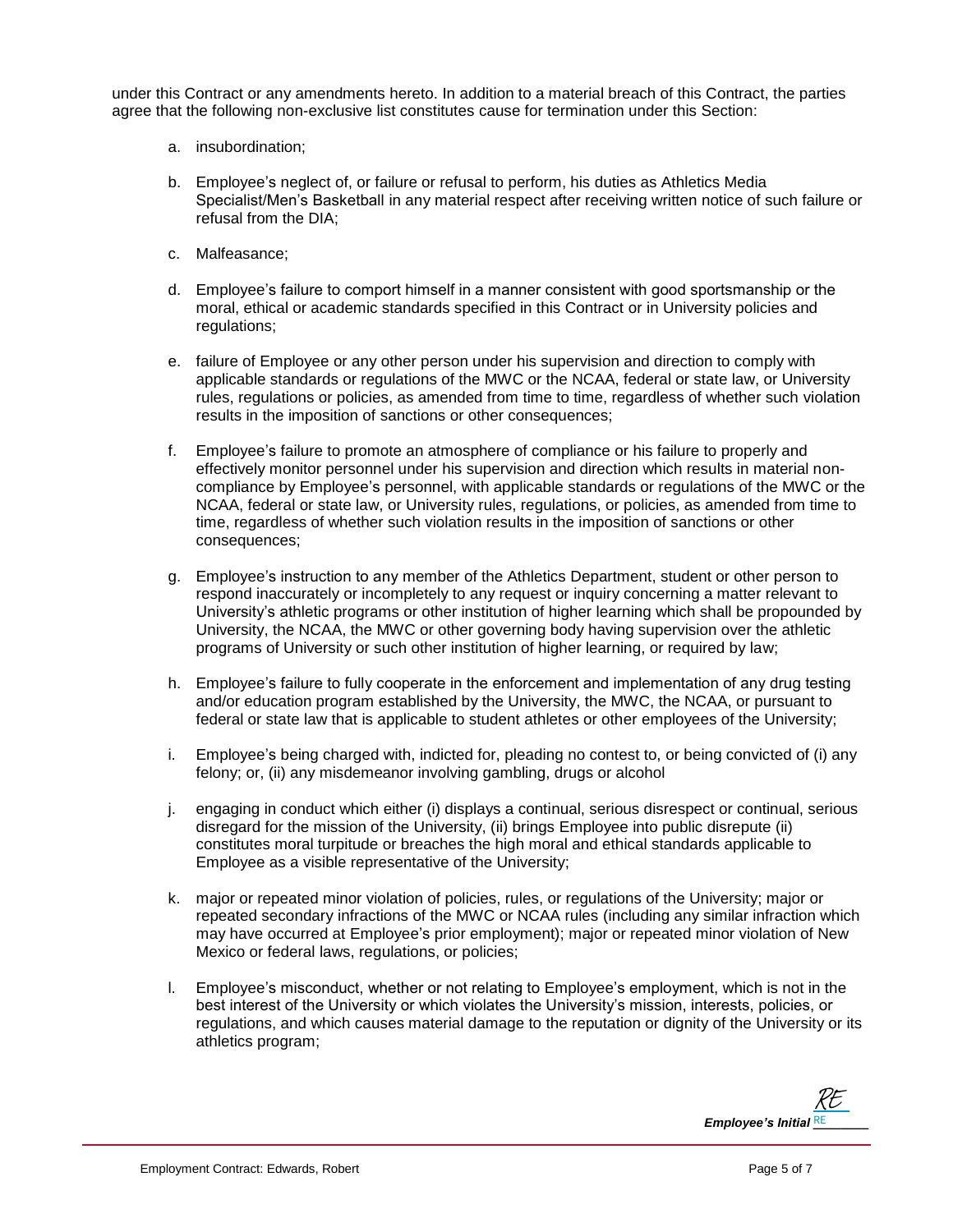under this Contract or any amendments hereto. In addition to a material breach of this Contract, the parties agree that the following non-exclusive list constitutes cause for termination under this Section:

a. insubordination;

b. Employee's neglect of, or failure or refusal to perform, his duties as Athletics Media Specialist/Men's Basketball in any material respect after receiving written notice of such failure or refusal from the DIA;

c. Malfeasance;

d. Employee's failure to comport himself in a manner consistent with good sportsmanship or the moral, ethical or academic standards specified in this Contract or in University policies and regulations;

e. failure of Employee or any other person under his supervision and direction to comply with applicable standards or regulations of the MWC or the NCAA, federal or state law, or University rules, regulations or policies, as amended from time to time, regardless of whether such violation results in the imposition of sanctions or other consequences;

f. Employee's failure to promote an atmosphere of compliance or his failure to properly and effectively monitor personnel under his supervision and direction which results in material non-compliance by Employee's personnel, with applicable standards or regulations of the MWC or the NCAA, federal or state law, or University rules, regulations, or policies, as amended from time to time, regardless of whether such violation results in the imposition of sanctions or other consequences;

g. Employee's instruction to any member of the Athletics Department, student or other person to respond inaccurately or incompletely to any request or inquiry concerning a matter relevant to University's athletic programs or other institution of higher learning which shall be propounded by University, the NCAA, the MWC or other governing body having supervision over the athletic programs of University or such other institution of higher learning, or required by law;

h. Employee's failure to fully cooperate in the enforcement and implementation of any drug testing and/or education program established by the University, the MWC, the NCAA, or pursuant to federal or state law that is applicable to student athletes or other employees of the University;

i. Employee's being charged with, indicted for, pleading no contest to, or being convicted of (i) any felony; or, (ii) any misdemeanor involving gambling, drugs or alcohol

j. engaging in conduct which either (i) displays a continual, serious disrespect or continual, serious disregard for the mission of the University, (ii) brings Employee into public disrepute (ii) constitutes moral turpitude or breaches the high moral and ethical standards applicable to Employee as a visible representative of the University;

k. major or repeated minor violation of policies, rules, or regulations of the University; major or repeated secondary infractions of the MWC or NCAA rules (including any similar infraction which may have occurred at Employee's prior employment); major or repeated minor violation of New Mexico or federal laws, regulations, or policies;

l. Employee's misconduct, whether or not relating to Employee's employment, which is not in the best interest of the University or which violates the University's mission, interests, policies, or regulations, and which causes material damage to the reputation or dignity of the University or its athletics program;

*Employee's Initial* RE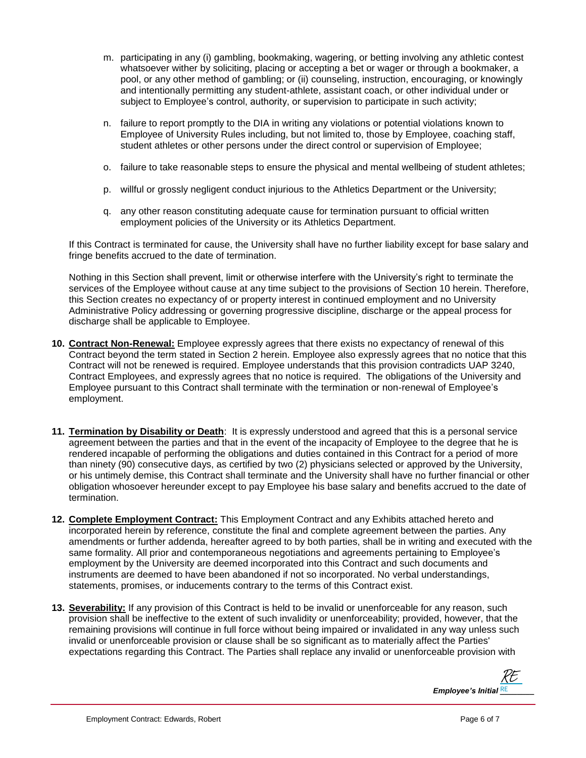m. participating in any (i) gambling, bookmaking, wagering, or betting involving any athletic contest whatsoever wither by soliciting, placing or accepting a bet or wager or through a bookmaker, a pool, or any other method of gambling; or (ii) counseling, instruction, encouraging, or knowingly and intentionally permitting any student-athlete, assistant coach, or other individual under or subject to Employee's control, authority, or supervision to participate in such activity;

n. failure to report promptly to the DIA in writing any violations or potential violations known to Employee of University Rules including, but not limited to, those by Employee, coaching staff, student athletes or other persons under the direct control or supervision of Employee;

o. failure to take reasonable steps to ensure the physical and mental wellbeing of student athletes;

p. willful or grossly negligent conduct injurious to the Athletics Department or the University;

q. any other reason constituting adequate cause for termination pursuant to official written employment policies of the University or its Athletics Department.

If this Contract is terminated for cause, the University shall have no further liability except for base salary and fringe benefits accrued to the date of termination.

Nothing in this Section shall prevent, limit or otherwise interfere with the University's right to terminate the services of the Employee without cause at any time subject to the provisions of Section 10 herein. Therefore, this Section creates no expectancy of or property interest in continued employment and no University Administrative Policy addressing or governing progressive discipline, discharge or the appeal process for discharge shall be applicable to Employee.

**10. Contract Non-Renewal:** Employee expressly agrees that there exists no expectancy of renewal of this Contract beyond the term stated in Section 2 herein. Employee also expressly agrees that no notice that this Contract will not be renewed is required. Employee understands that this provision contradicts UAP 3240, Contract Employees, and expressly agrees that no notice is required. The obligations of the University and Employee pursuant to this Contract shall terminate with the termination or non-renewal of Employee's employment.

**11. Termination by Disability or Death**: It is expressly understood and agreed that this is a personal service agreement between the parties and that in the event of the incapacity of Employee to the degree that he is rendered incapable of performing the obligations and duties contained in this Contract for a period of more than ninety (90) consecutive days, as certified by two (2) physicians selected or approved by the University, or his untimely demise, this Contract shall terminate and the University shall have no further financial or other obligation whosoever hereunder except to pay Employee his base salary and benefits accrued to the date of termination.

**12. Complete Employment Contract:** This Employment Contract and any Exhibits attached hereto and incorporated herein by reference, constitute the final and complete agreement between the parties. Any amendments or further addenda, hereafter agreed to by both parties, shall be in writing and executed with the same formality. All prior and contemporaneous negotiations and agreements pertaining to Employee's employment by the University are deemed incorporated into this Contract and such documents and instruments are deemed to have been abandoned if not so incorporated. No verbal understandings, statements, promises, or inducements contrary to the terms of this Contract exist.

**13. Severability:** If any provision of this Contract is held to be invalid or unenforceable for any reason, such provision shall be ineffective to the extent of such invalidity or unenforceability; provided, however, that the remaining provisions will continue in full force without being impaired or invalidated in any way unless such invalid or unenforceable provision or clause shall be so significant as to materially affect the Parties' expectations regarding this Contract. The Parties shall replace any invalid or unenforceable provision with

*Employee's Initial* RE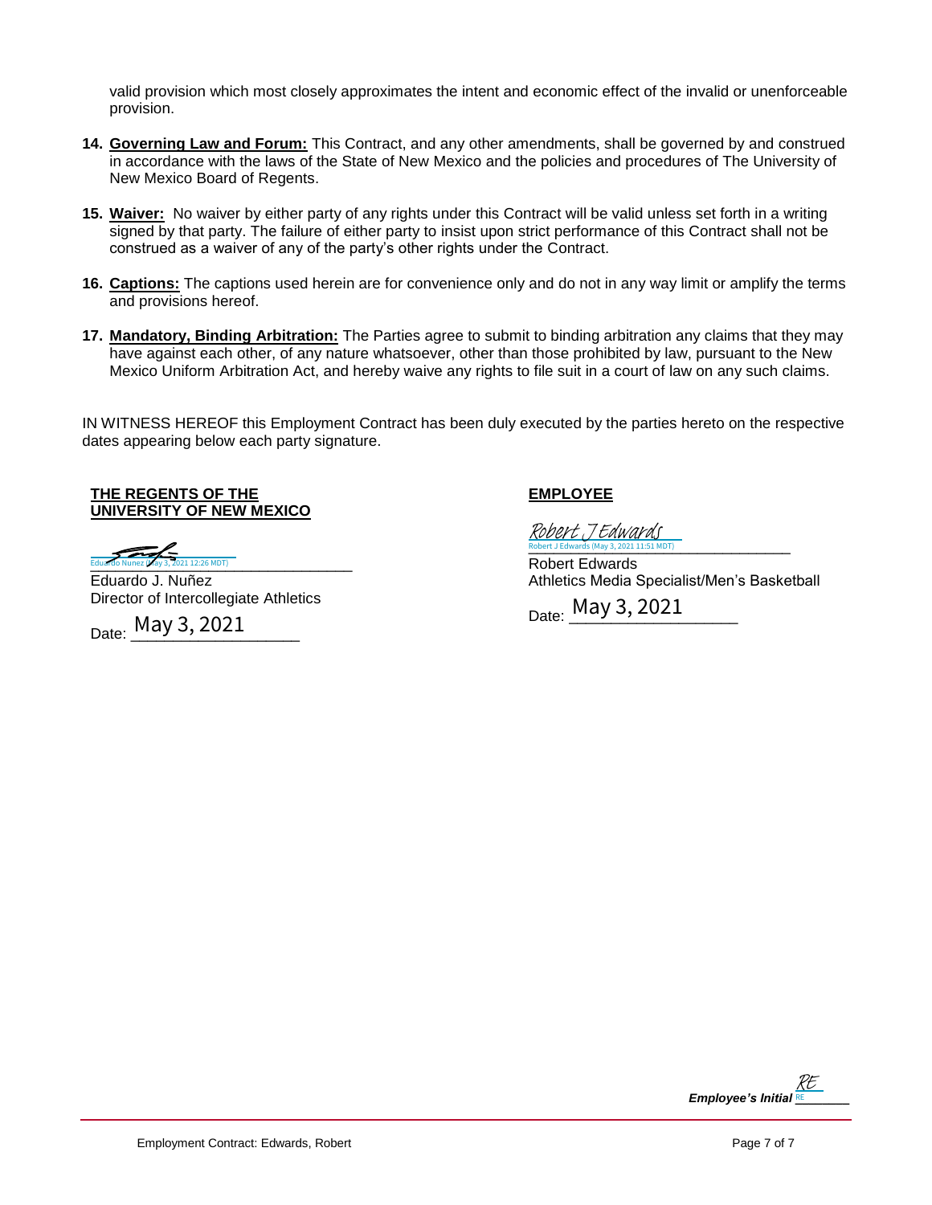valid provision which most closely approximates the intent and economic effect of the invalid or unenforceable provision.

14. **Governing Law and Forum:** This Contract, and any other amendments, shall be governed by and construed in accordance with the laws of the State of New Mexico and the policies and procedures of The University of New Mexico Board of Regents.

15. **Waiver:** No waiver by either party of any rights under this Contract will be valid unless set forth in a writing signed by that party. The failure of either party to insist upon strict performance of this Contract shall not be construed as a waiver of any of the party's other rights under the Contract.

16. **Captions:** The captions used herein are for convenience only and do not in any way limit or amplify the terms and provisions hereof.

17. **Mandatory, Binding Arbitration:** The Parties agree to submit to binding arbitration any claims that they may have against each other, of any nature whatsoever, other than those prohibited by law, pursuant to the New Mexico Uniform Arbitration Act, and hereby waive any rights to file suit in a court of law on any such claims.

IN WITNESS HEREOF this Employment Contract has been duly executed by the parties hereto on the respective dates appearing below each party signature.

**THE REGENTS OF THE UNIVERSITY OF NEW MEXICO**

Eduardo Nunez (May 3, 2021 12:26 MDT)

Eduardo J. Nuñez
Director of Intercollegiate Athletics

Date: May 3, 2021

**EMPLOYEE**

Robert J Edwards
Robert J Edwards (May 3, 2021 11:51 MDT)

Robert Edwards
Athletics Media Specialist/Men's Basketball

Date: May 3, 2021

***Employee's Initial*** RE